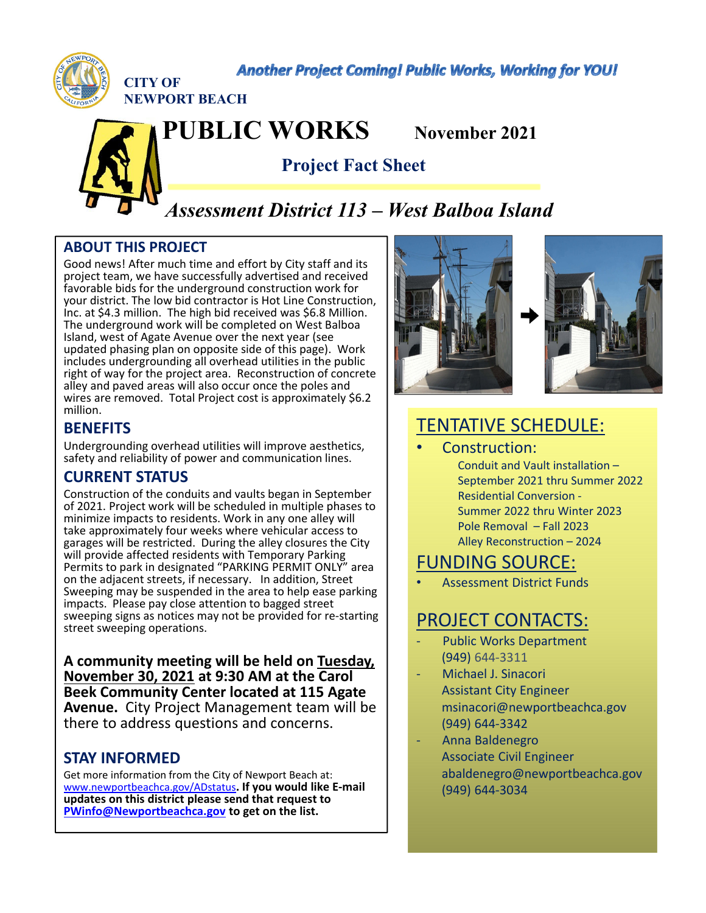*Another Project Coming! Public Works, Working for YOU!*

CITY OF
NEWPORT BEACH

# PUBLIC WORKS

**November 2021**

## Project Fact Sheet

# *Assessment District 113 – West Balboa Island*

## ABOUT THIS PROJECT

Good news! After much time and effort by City staff and its project team, we have successfully advertised and received favorable bids for the underground construction work for your district. The low bid contractor is Hot Line Construction, Inc. at $4.3 million. The high bid received was $6.8 Million. The underground work will be completed on West Balboa Island, west of Agate Avenue over the next year (see updated phasing plan on opposite side of this page). Work includes undergrounding all overhead utilities in the public right of way for the project area. Reconstruction of concrete alley and paved areas will also occur once the poles and wires are removed. Total Project cost is approximately $6.2 million.

## BENEFITS

Undergrounding overhead utilities will improve aesthetics, safety and reliability of power and communication lines.

## CURRENT STATUS

Construction of the conduits and vaults began in September of 2021. Project work will be scheduled in multiple phases to minimize impacts to residents. Work in any one alley will take approximately four weeks where vehicular access to garages will be restricted. During the alley closures the City will provide affected residents with Temporary Parking Permits to park in designated "PARKING PERMIT ONLY" area on the adjacent streets, if necessary. In addition, Street Sweeping may be suspended in the area to help ease parking impacts. Please pay close attention to bagged street sweeping signs as notices may not be provided for re-starting street sweeping operations.

**A community meeting will be held on Tuesday, November 30, 2021 at 9:30 AM at the Carol Beek Community Center located at 115 Agate Avenue.** City Project Management team will be there to address questions and concerns.

## STAY INFORMED

Get more information from the City of Newport Beach at: www.newportbeachca.gov/ADstatus. **If you would like E-mail updates on this district please send that request to PWinfo@Newportbeachca.gov to get on the list.**

## TENTATIVE SCHEDULE:

- Construction:
  - Conduit and Vault installation – September 2021 thru Summer 2022
  - Residential Conversion - Summer 2022 thru Winter 2023
  - Pole Removal – Fall 2023
  - Alley Reconstruction – 2024

## FUNDING SOURCE:

- Assessment District Funds

## PROJECT CONTACTS:

- Public Works Department
  (949) 644-3311
- Michael J. Sinacori
  Assistant City Engineer
  msinacori@newportbeachca.gov
  (949) 644-3342
- Anna Baldenegro
  Associate Civil Engineer
  abaldenegro@newportbeachca.gov
  (949) 644-3034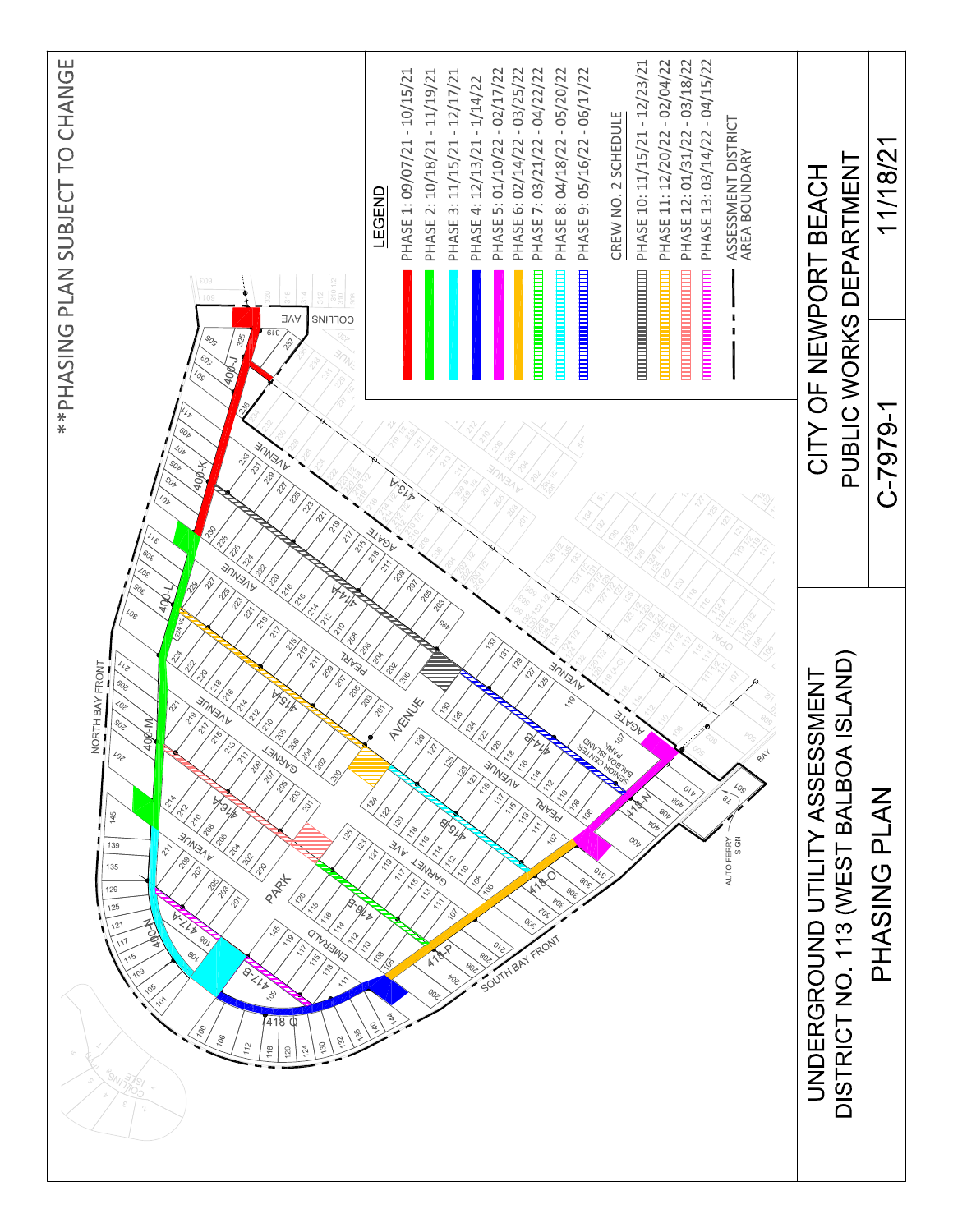**PHASING PLAN SUBJECT TO CHANGE

## LEGEND

PHASE 1: 09/07/21 - 10/15/21
PHASE 2: 10/18/21 - 11/19/21
PHASE 3: 11/15/21 - 12/17/21
PHASE 4: 12/13/21 - 1/14/22
PHASE 5: 01/10/22 - 02/17/22
PHASE 6: 02/14/22 - 03/25/22
PHASE 7: 03/21/22 - 04/22/22
PHASE 8: 04/18/22 - 05/20/22
PHASE 9: 05/16/22 - 06/17/22

CREW NO. 2 SCHEDULE

PHASE 10: 11/15/21 - 12/23/21
PHASE 11: 12/20/22 - 02/04/22
PHASE 12: 01/31/22 - 03/18/22
PHASE 13: 03/14/22 - 04/15/22

ASSESSMENT DISTRICT AREA BOUNDARY

NORTH BAY FRONT
SOUTH BAY FRONT
COLLINS AVE
AGATE AVENUE
PEARL AVENUE
GARNET AVENUE
EMERALD AVENUE
PARK AVENUE
OPAL AVENUE
BALBOA ISLAND SENIOR CENTER PARK
AUTO FERRY SIGN
BAY

400-J, 400-K, 400-L, 400-M, 400-N, 413-A, 414-A, 414-B, 415-A, 415-B, 416-A, 416-B, 417-A, 417-B, 418-N, 418-O, 418-P, 418-Q

UNDERGROUND UTILITY ASSESSMENT DISTRICT NO. 113 (WEST BALBOA ISLAND)

PHASING PLAN

CITY OF NEWPORT BEACH
PUBLIC WORKS DEPARTMENT

C-7979-1

11/18/21